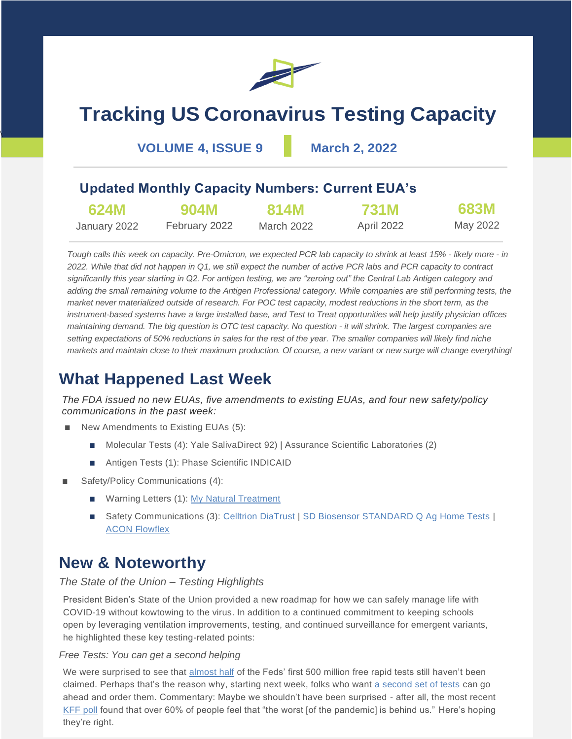# Tracking US Coronavirus Testing Capacity

**VOLUME 4, ISSUE 9** | **March 2, 2022**

## Updated Monthly Capacity Numbers: Current EUA's

| 624M | 904M | 814M | 731M | 683M |
|---|---|---|---|---|
| January 2022 | February 2022 | March 2022 | April 2022 | May 2022 |

*Tough calls this week on capacity. Pre-Omicron, we expected PCR lab capacity to shrink at least 15% - likely more - in 2022. While that did not happen in Q1, we still expect the number of active PCR labs and PCR capacity to contract significantly this year starting in Q2. For antigen testing, we are "zeroing out" the Central Lab Antigen category and adding the small remaining volume to the Antigen Professional category. While companies are still performing tests, the market never materialized outside of research. For POC test capacity, modest reductions in the short term, as the instrument-based systems have a large installed base, and Test to Treat opportunities will help justify physician offices maintaining demand. The big question is OTC test capacity. No question - it will shrink. The largest companies are setting expectations of 50% reductions in sales for the rest of the year. The smaller companies will likely find niche markets and maintain close to their maximum production. Of course, a new variant or new surge will change everything!*

## What Happened Last Week

*The FDA issued no new EUAs, five amendments to existing EUAs, and four new safety/policy communications in the past week:*

- New Amendments to Existing EUAs (5):
  - Molecular Tests (4): Yale SalivaDirect 92) | Assurance Scientific Laboratories (2)
  - Antigen Tests (1): Phase Scientific INDICAID
- Safety/Policy Communications (4):
  - Warning Letters (1): My Natural Treatment
  - Safety Communications (3): Celltrion DiaTrust | SD Biosensor STANDARD Q Ag Home Tests | ACON Flowflex

## New & Noteworthy

*The State of the Union – Testing Highlights*

President Biden's State of the Union provided a new roadmap for how we can safely manage life with COVID-19 without kowtowing to the virus. In addition to a continued commitment to keeping schools open by leveraging ventilation improvements, testing, and continued surveillance for emergent variants, he highlighted these key testing-related points:

*Free Tests: You can get a second helping*

We were surprised to see that almost half of the Feds' first 500 million free rapid tests still haven't been claimed. Perhaps that's the reason why, starting next week, folks who want a second set of tests can go ahead and order them. Commentary: Maybe we shouldn't have been surprised - after all, the most recent KFF poll found that over 60% of people feel that "the worst [of the pandemic] is behind us." Here's hoping they're right.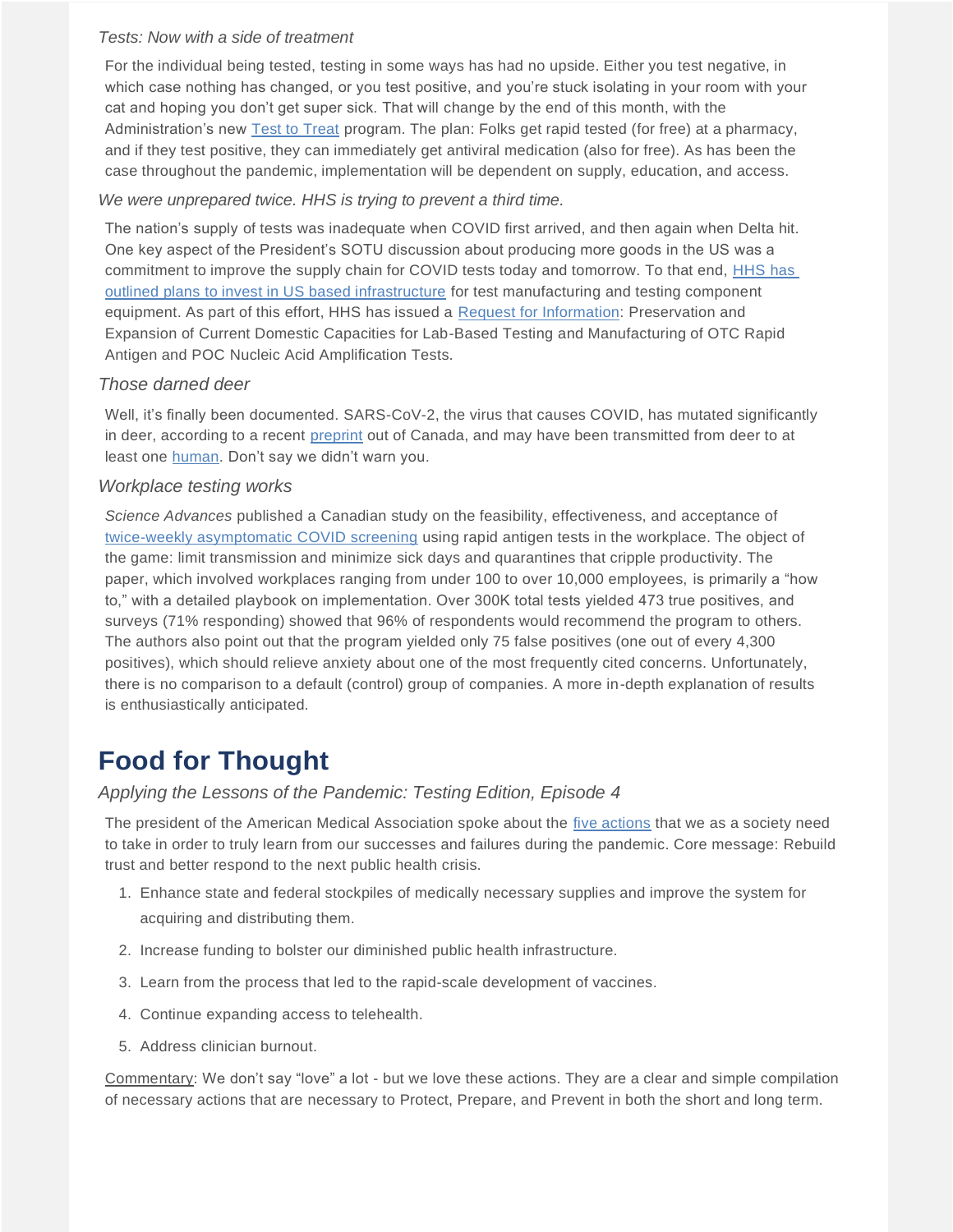*Tests: Now with a side of treatment*

For the individual being tested, testing in some ways has had no upside. Either you test negative, in which case nothing has changed, or you test positive, and you're stuck isolating in your room with your cat and hoping you don't get super sick. That will change by the end of this month, with the Administration's new Test to Treat program. The plan: Folks get rapid tested (for free) at a pharmacy, and if they test positive, they can immediately get antiviral medication (also for free). As has been the case throughout the pandemic, implementation will be dependent on supply, education, and access.

*We were unprepared twice. HHS is trying to prevent a third time.*

The nation's supply of tests was inadequate when COVID first arrived, and then again when Delta hit. One key aspect of the President's SOTU discussion about producing more goods in the US was a commitment to improve the supply chain for COVID tests today and tomorrow. To that end, HHS has outlined plans to invest in US based infrastructure for test manufacturing and testing component equipment. As part of this effort, HHS has issued a Request for Information: Preservation and Expansion of Current Domestic Capacities for Lab-Based Testing and Manufacturing of OTC Rapid Antigen and POC Nucleic Acid Amplification Tests.

*Those darned deer*

Well, it's finally been documented. SARS-CoV-2, the virus that causes COVID, has mutated significantly in deer, according to a recent preprint out of Canada, and may have been transmitted from deer to at least one human. Don't say we didn't warn you.

*Workplace testing works*

*Science Advances* published a Canadian study on the feasibility, effectiveness, and acceptance of twice-weekly asymptomatic COVID screening using rapid antigen tests in the workplace. The object of the game: limit transmission and minimize sick days and quarantines that cripple productivity. The paper, which involved workplaces ranging from under 100 to over 10,000 employees, is primarily a "how to," with a detailed playbook on implementation. Over 300K total tests yielded 473 true positives, and surveys (71% responding) showed that 96% of respondents would recommend the program to others. The authors also point out that the program yielded only 75 false positives (one out of every 4,300 positives), which should relieve anxiety about one of the most frequently cited concerns. Unfortunately, there is no comparison to a default (control) group of companies. A more in-depth explanation of results is enthusiastically anticipated.

# Food for Thought

*Applying the Lessons of the Pandemic: Testing Edition, Episode 4*

The president of the American Medical Association spoke about the five actions that we as a society need to take in order to truly learn from our successes and failures during the pandemic. Core message: Rebuild trust and better respond to the next public health crisis.

1. Enhance state and federal stockpiles of medically necessary supplies and improve the system for acquiring and distributing them.
2. Increase funding to bolster our diminished public health infrastructure.
3. Learn from the process that led to the rapid-scale development of vaccines.
4. Continue expanding access to telehealth.
5. Address clinician burnout.

Commentary: We don't say "love" a lot - but we love these actions. They are a clear and simple compilation of necessary actions that are necessary to Protect, Prepare, and Prevent in both the short and long term.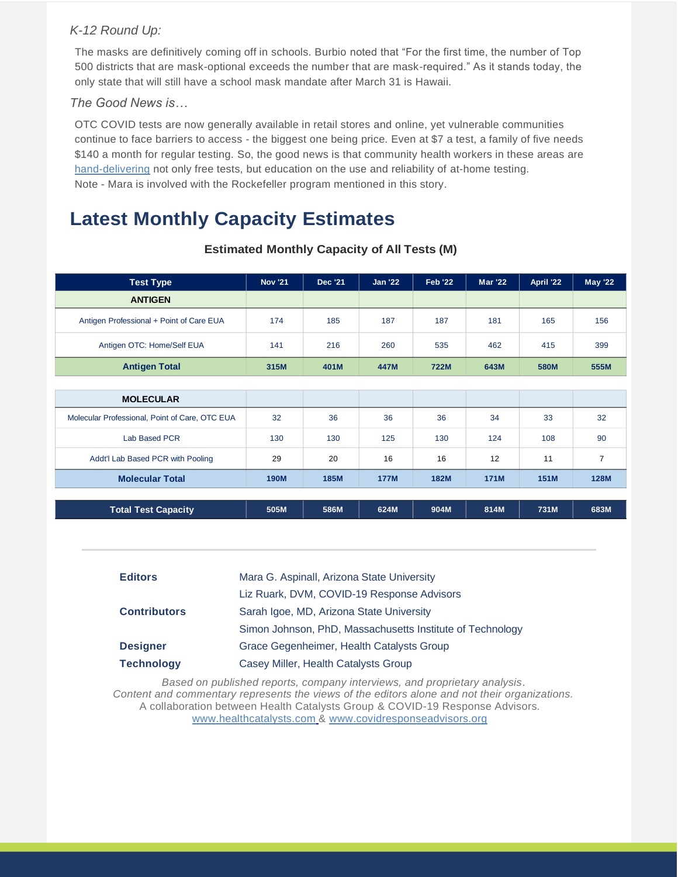*K-12 Round Up:*

The masks are definitively coming off in schools. Burbio noted that "For the first time, the number of Top 500 districts that are mask-optional exceeds the number that are mask-required." As it stands today, the only state that will still have a school mask mandate after March 31 is Hawaii.

*The Good News is…*

OTC COVID tests are now generally available in retail stores and online, yet vulnerable communities continue to face barriers to access - the biggest one being price. Even at $7 a test, a family of five needs $140 a month for regular testing. So, the good news is that community health workers in these areas are hand-delivering not only free tests, but education on the use and reliability of at-home testing.
Note - Mara is involved with the Rockefeller program mentioned in this story.

# Latest Monthly Capacity Estimates

**Estimated Monthly Capacity of All Tests (M)**

| Test Type | Nov '21 | Dec '21 | Jan '22 | Feb '22 | Mar '22 | April '22 | May '22 |
|---|---|---|---|---|---|---|---|
| **ANTIGEN** | | | | | | | |
| Antigen Professional + Point of Care EUA | 174 | 185 | 187 | 187 | 181 | 165 | 156 |
| Antigen OTC: Home/Self EUA | 141 | 216 | 260 | 535 | 462 | 415 | 399 |
| **Antigen Total** | **315M** | **401M** | **447M** | **722M** | **643M** | **580M** | **555M** |
| **MOLECULAR** | | | | | | | |
| Molecular Professional, Point of Care, OTC EUA | 32 | 36 | 36 | 36 | 34 | 33 | 32 |
| Lab Based PCR | 130 | 130 | 125 | 130 | 124 | 108 | 90 |
| Addt'l Lab Based PCR with Pooling | 29 | 20 | 16 | 16 | 12 | 11 | 7 |
| **Molecular Total** | **190M** | **185M** | **177M** | **182M** | **171M** | **151M** | **128M** |
| **Total Test Capacity** | **505M** | **586M** | **624M** | **904M** | **814M** | **731M** | **683M** |

**Editors** Mara G. Aspinall, Arizona State University
Liz Ruark, DVM, COVID-19 Response Advisors

**Contributors** Sarah Igoe, MD, Arizona State University
Simon Johnson, PhD, Massachusetts Institute of Technology

**Designer** Grace Gegenheimer, Health Catalysts Group

**Technology** Casey Miller, Health Catalysts Group

*Based on published reports, company interviews, and proprietary analysis.*
*Content and commentary represents the views of the editors alone and not their organizations.*
A collaboration between Health Catalysts Group & COVID-19 Response Advisors.
www.healthcatalysts.com & www.covidresponseadvisors.org